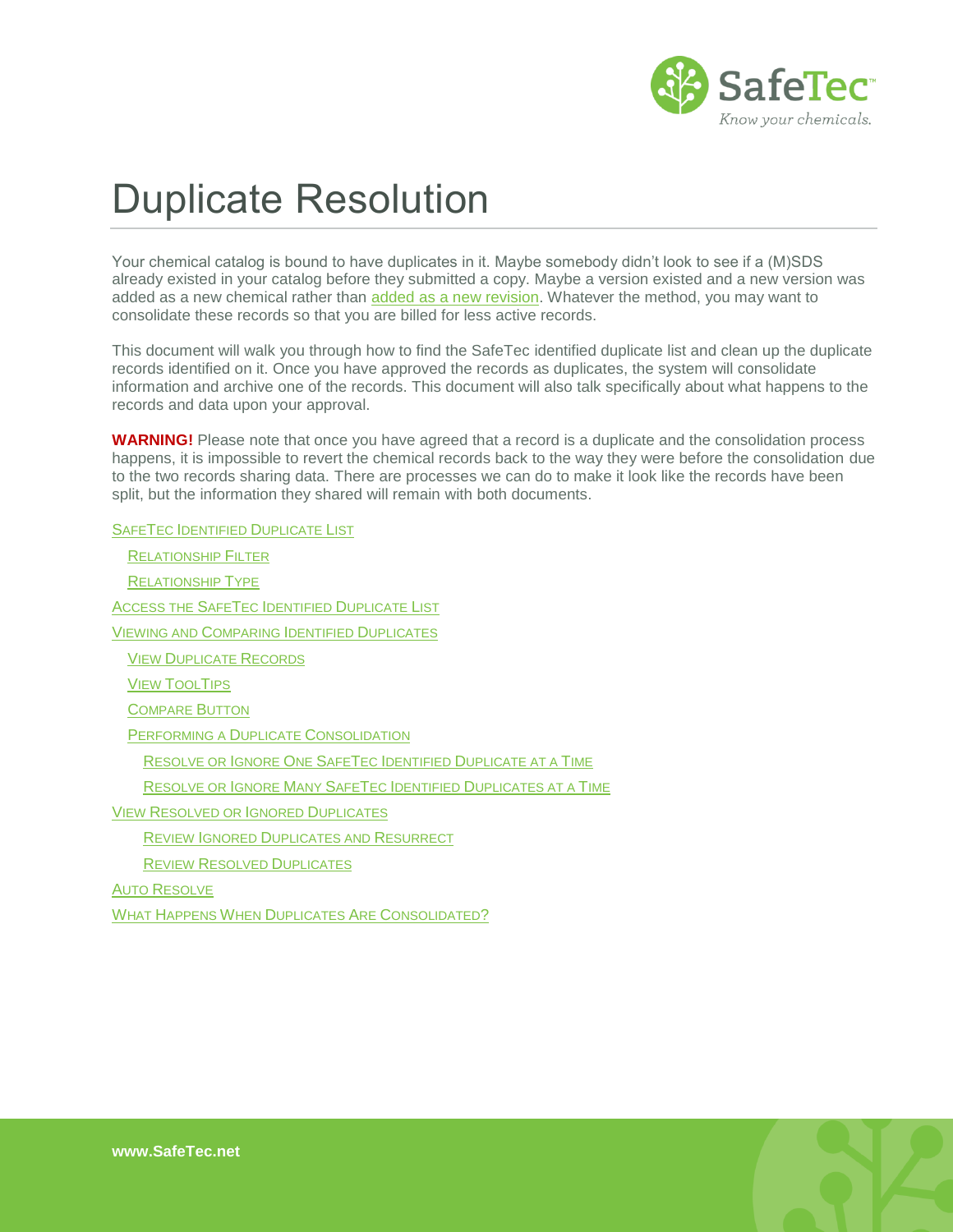# Duplicate Resolution

Your chemical catalog is bound to have duplicates in it. Maybe somebody didn't look to see if a (M)SDS already existed in your catalog before they submitted a copy. Maybe a version existed and a new version was added as a new chemical rather than added as a new revision. Whatever the method, you may want to consolidate these records so that you are billed for less active records.

This document will walk you through how to find the SafeTec identified duplicate list and clean up the duplicate records identified on it. Once you have approved the records as duplicates, the system will consolidate information and archive one of the records. This document will also talk specifically about what happens to the records and data upon your approval.

**WARNING!** Please note that once you have agreed that a record is a duplicate and the consolidation process happens, it is impossible to revert the chemical records back to the way they were before the consolidation due to the two records sharing data. There are processes we can do to make it look like the records have been split, but the information they shared will remain with both documents.

- SafeTec Identified Duplicate List
  - Relationship Filter
  - Relationship Type
- Access the SafeTec Identified Duplicate List
- Viewing and Comparing Identified Duplicates
  - View Duplicate Records
  - View ToolTips
  - Compare Button
  - Performing a Duplicate Consolidation
    - Resolve or Ignore One SafeTec Identified Duplicate at a Time
    - Resolve or Ignore Many SafeTec Identified Duplicates at a Time
- View Resolved or Ignored Duplicates
    - Review Ignored Duplicates and Resurrect
    - Review Resolved Duplicates
- Auto Resolve
- What Happens When Duplicates Are Consolidated?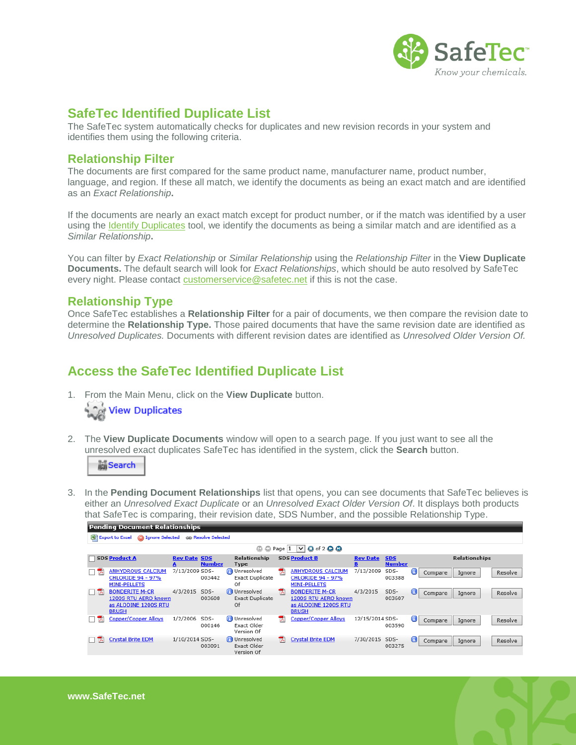## SafeTec Identified Duplicate List

The SafeTec system automatically checks for duplicates and new revision records in your system and identifies them using the following criteria.

## Relationship Filter

The documents are first compared for the same product name, manufacturer name, product number, language, and region. If these all match, we identify the documents as being an exact match and are identified as an *Exact Relationship***.**

If the documents are nearly an exact match except for product number, or if the match was identified by a user using the Identify Duplicates tool, we identify the documents as being a similar match and are identified as a *Similar Relationship***.**

You can filter by *Exact Relationship* or *Similar Relationship* using the *Relationship Filter* in the **View Duplicate Documents.** The default search will look for *Exact Relationships*, which should be auto resolved by SafeTec every night. Please contact customerservice@safetec.net if this is not the case.

## Relationship Type

Once SafeTec establishes a **Relationship Filter** for a pair of documents, we then compare the revision date to determine the **Relationship Type.** Those paired documents that have the same revision date are identified as *Unresolved Duplicates.* Documents with different revision dates are identified as *Unresolved Older Version Of.*

## Access the SafeTec Identified Duplicate List

1. From the Main Menu, click on the **View Duplicate** button.

   View Duplicates

2. The **View Duplicate Documents** window will open to a search page. If you just want to see all the unresolved exact duplicates SafeTec has identified in the system, click the **Search** button.

   Search

3. In the **Pending Document Relationships** list that opens, you can see documents that SafeTec believes is either an *Unresolved Exact Duplicate* or an *Unresolved Exact Older Version Of*. It displays both products that SafeTec is comparing, their revision date, SDS Number, and the possible Relationship Type.

**Pending Document Relationships**

Export to Excel | Ignore Selected | Resolve Selected

Page 1 of 2

| SDS | Product A | Rev Date A | SDS Number | Relationship Type | SDS | Product B | Rev Date B | SDS Number | Relationships |
|---|---|---|---|---|---|---|---|---|---|
| | ANHYDROUS CALCIUM CHLORIDE 94 - 97% MINI-PELLETS | 7/13/2009 | SDS-003442 | Unresolved Exact Duplicate Of | | ANHYDROUS CALCIUM CHLORIDE 94 - 97% MINI-PELLETS | 7/13/2009 | SDS-003388 | Compare Ignore Resolve |
| | BONDERITE M-CR 1200S RTU AERO known as ALODINE 1200S RTU BRUSH | 4/3/2015 | SDS-003608 | Unresolved Exact Duplicate Of | | BONDERITE M-CR 1200S RTU AERO known as ALODINE 1200S RTU BRUSH | 4/3/2015 | SDS-003607 | Compare Ignore Resolve |
| | Copper/Copper Alloys | 1/2/2006 | SDS-000146 | Unresolved Exact Older Version Of | | Copper/Copper Alloys | 12/15/2014 | SDS-003590 | Compare Ignore Resolve |
| | Crystal Brite EDM | 1/10/2014 | SDS-003091 | Unresolved Exact Older Version Of | | Crystal Brite EDM | 7/30/2015 | SDS-003275 | Compare Ignore Resolve |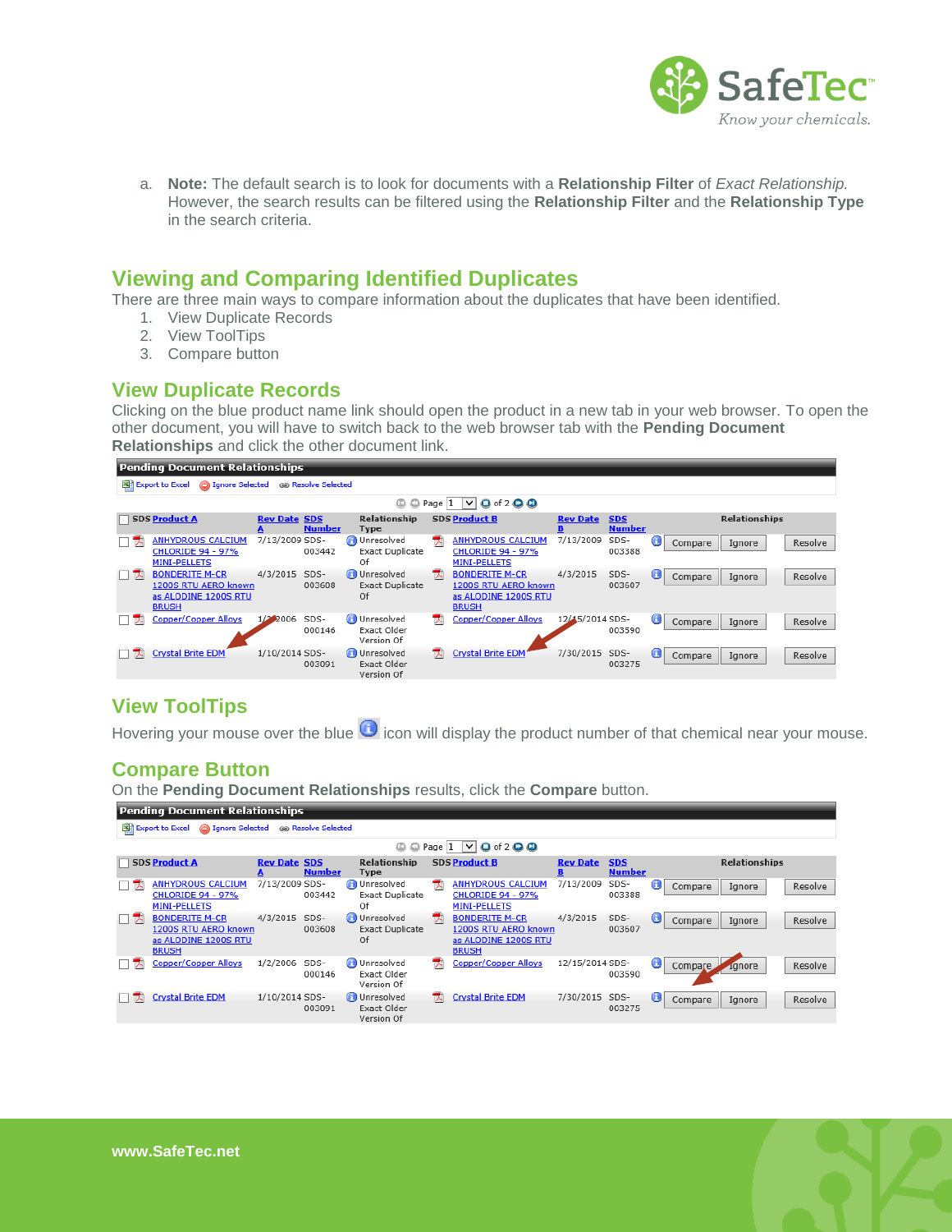a. **Note:** The default search is to look for documents with a **Relationship Filter** of *Exact Relationship.* However, the search results can be filtered using the **Relationship Filter** and the **Relationship Type** in the search criteria.

## Viewing and Comparing Identified Duplicates

There are three main ways to compare information about the duplicates that have been identified.

1. View Duplicate Records
2. View ToolTips
3. Compare button

## View Duplicate Records

Clicking on the blue product name link should open the product in a new tab in your web browser. To open the other document, you will have to switch back to the web browser tab with the **Pending Document Relationships** and click the other document link.

**Pending Document Relationships**

Export to Excel | Ignore Selected | Resolve Selected

Page 1 of 2

| SDS Product A | Rev Date A | SDS Number | Relationship Type | SDS Product B | Rev Date B | SDS Number | Relationships | | |
|---|---|---|---|---|---|---|---|---|---|
| ANHYDROUS CALCIUM CHLORIDE 94 - 97% MINI-PELLETS | 7/13/2009 | SDS-003442 | Unresolved Exact Duplicate Of | ANHYDROUS CALCIUM CHLORIDE 94 - 97% MINI-PELLETS | 7/13/2009 | SDS-003388 | Compare | Ignore | Resolve |
| BONDERITE M-CR 1200S RTU AERO known as ALODINE 1200S RTU BRUSH | 4/3/2015 | SDS-003608 | Unresolved Exact Duplicate Of | BONDERITE M-CR 1200S RTU AERO known as ALODINE 1200S RTU BRUSH | 4/3/2015 | SDS-003607 | Compare | Ignore | Resolve |
| Copper/Copper Alloys | 1/2/2006 | SDS-000146 | Unresolved Exact Older Version Of | Copper/Copper Alloys | 12/15/2014 | SDS-003590 | Compare | Ignore | Resolve |
| Crystal Brite EDM | 1/10/2014 | SDS-003091 | Unresolved Exact Older Version Of | Crystal Brite EDM | 7/30/2015 | SDS-003275 | Compare | Ignore | Resolve |

## View ToolTips

Hovering your mouse over the blue icon will display the product number of that chemical near your mouse.

## Compare Button

On the **Pending Document Relationships** results, click the **Compare** button.

**Pending Document Relationships**

Export to Excel | Ignore Selected | Resolve Selected

Page 1 of 2

| SDS Product A | Rev Date A | SDS Number | Relationship Type | SDS Product B | Rev Date B | SDS Number | Relationships | | |
|---|---|---|---|---|---|---|---|---|---|
| ANHYDROUS CALCIUM CHLORIDE 94 - 97% MINI-PELLETS | 7/13/2009 | SDS-003442 | Unresolved Exact Duplicate Of | ANHYDROUS CALCIUM CHLORIDE 94 - 97% MINI-PELLETS | 7/13/2009 | SDS-003388 | Compare | Ignore | Resolve |
| BONDERITE M-CR 1200S RTU AERO known as ALODINE 1200S RTU BRUSH | 4/3/2015 | SDS-003608 | Unresolved Exact Duplicate Of | BONDERITE M-CR 1200S RTU AERO known as ALODINE 1200S RTU BRUSH | 4/3/2015 | SDS-003607 | Compare | Ignore | Resolve |
| Copper/Copper Alloys | 1/2/2006 | SDS-000146 | Unresolved Exact Older Version Of | Copper/Copper Alloys | 12/15/2014 | SDS-003590 | Compare | Ignore | Resolve |
| Crystal Brite EDM | 1/10/2014 | SDS-003091 | Unresolved Exact Older Version Of | Crystal Brite EDM | 7/30/2015 | SDS-003275 | Compare | Ignore | Resolve |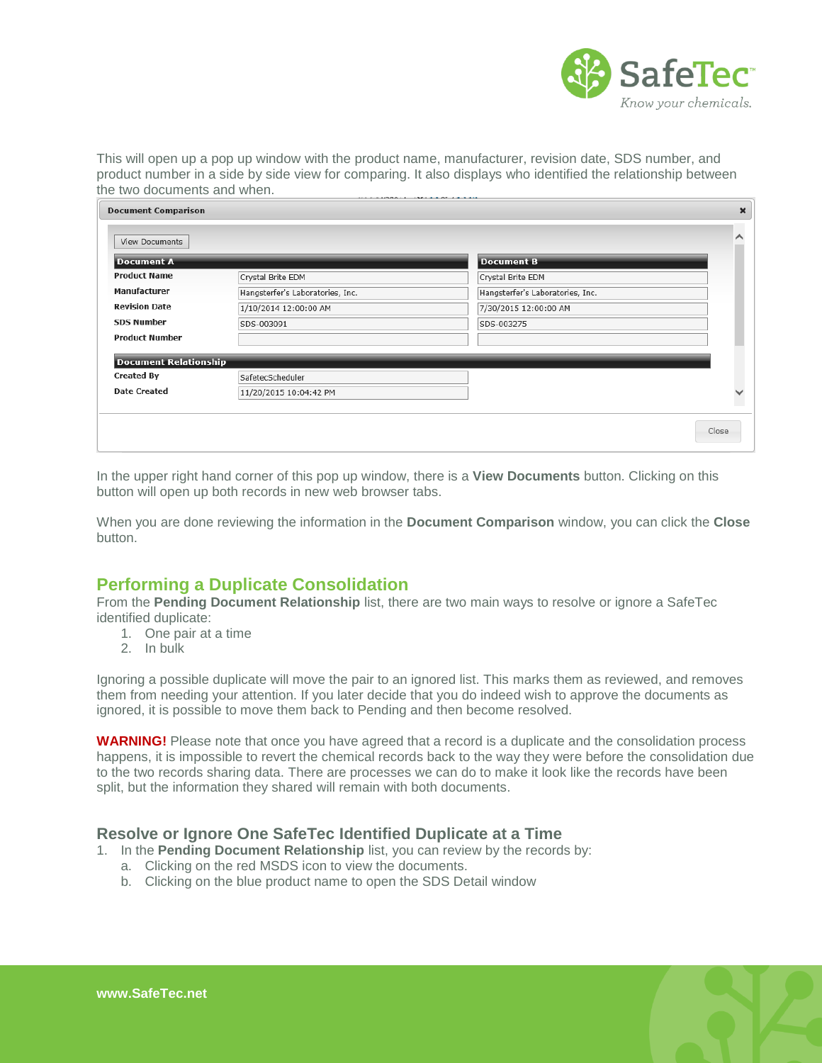This will open up a pop up window with the product name, manufacturer, revision date, SDS number, and product number in a side by side view for comparing. It also displays who identified the relationship between the two documents and when.

**Document Comparison**

View Documents

| | Document A | Document B |
|---|---|---|
| Product Name | Crystal Brite EDM | Crystal Brite EDM |
| Manufacturer | Hangsterfer's Laboratories, Inc. | Hangsterfer's Laboratories, Inc. |
| Revision Date | 1/10/2014 12:00:00 AM | 7/30/2015 12:00:00 AM |
| SDS Number | SDS-003091 | SDS-003275 |
| Product Number | | |

| Document Relationship | |
|---|---|
| Created By | SafetecScheduler |
| Date Created | 11/20/2015 10:04:42 PM |

Close

In the upper right hand corner of this pop up window, there is a **View Documents** button. Clicking on this button will open up both records in new web browser tabs.

When you are done reviewing the information in the **Document Comparison** window, you can click the **Close** button.

## Performing a Duplicate Consolidation

From the **Pending Document Relationship** list, there are two main ways to resolve or ignore a SafeTec identified duplicate:

1. One pair at a time
2. In bulk

Ignoring a possible duplicate will move the pair to an ignored list. This marks them as reviewed, and removes them from needing your attention. If you later decide that you do indeed wish to approve the documents as ignored, it is possible to move them back to Pending and then become resolved.

**WARNING!** Please note that once you have agreed that a record is a duplicate and the consolidation process happens, it is impossible to revert the chemical records back to the way they were before the consolidation due to the two records sharing data. There are processes we can do to make it look like the records have been split, but the information they shared will remain with both documents.

### Resolve or Ignore One SafeTec Identified Duplicate at a Time

1. In the **Pending Document Relationship** list, you can review by the records by:
   a. Clicking on the red MSDS icon to view the documents.
   b. Clicking on the blue product name to open the SDS Detail window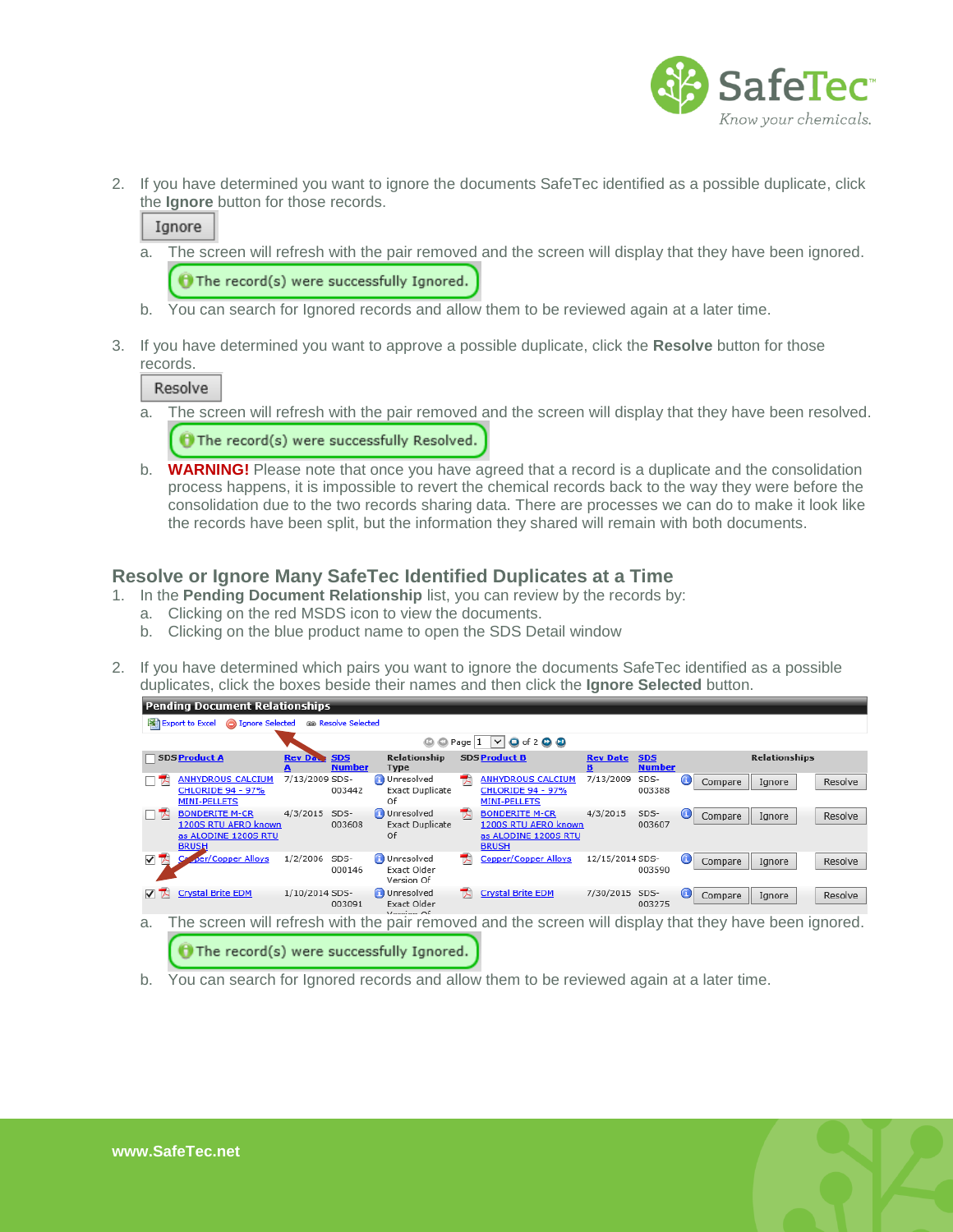2. If you have determined you want to ignore the documents SafeTec identified as a possible duplicate, click the **Ignore** button for those records.

   Ignore

   a. The screen will refresh with the pair removed and the screen will display that they have been ignored.

      The record(s) were successfully Ignored.

   b. You can search for Ignored records and allow them to be reviewed again at a later time.

3. If you have determined you want to approve a possible duplicate, click the **Resolve** button for those records.

   Resolve

   a. The screen will refresh with the pair removed and the screen will display that they have been resolved.

      The record(s) were successfully Resolved.

   b. **WARNING!** Please note that once you have agreed that a record is a duplicate and the consolidation process happens, it is impossible to revert the chemical records back to the way they were before the consolidation due to the two records sharing data. There are processes we can do to make it look like the records have been split, but the information they shared will remain with both documents.

## Resolve or Ignore Many SafeTec Identified Duplicates at a Time

1. In the **Pending Document Relationship** list, you can review by the records by:
   a. Clicking on the red MSDS icon to view the documents.
   b. Clicking on the blue product name to open the SDS Detail window

2. If you have determined which pairs you want to ignore the documents SafeTec identified as a possible duplicates, click the boxes beside their names and then click the **Ignore Selected** button.

**Pending Document Relationships**

Export to Excel | Ignore Selected | Resolve Selected

Page 1 of 2

| | SDS | Product A | Rev Date A | SDS Number | Relationship Type | SDS | Product B | Rev Date B | SDS Number | Relationships | | | |
|---|---|---|---|---|---|---|---|---|---|---|---|---|---|
| ☐ | | ANHYDROUS CALCIUM CHLORIDE 94 - 97% MINI-PELLETS | 7/13/2009 | SDS-003442 | Unresolved Exact Duplicate Of | | ANHYDROUS CALCIUM CHLORIDE 94 - 97% MINI-PELLETS | 7/13/2009 | SDS-003388 | | Compare | Ignore | Resolve |
| ☐ | | BONDERITE M-CR 1200S RTU AERO known as ALODINE 1200S RTU BRUSH | 4/3/2015 | SDS-003608 | Unresolved Exact Duplicate Of | | BONDERITE M-CR 1200S RTU AERO known as ALODINE 1200S RTU BRUSH | 4/3/2015 | SDS-003607 | | Compare | Ignore | Resolve |
| ☑ | | Copper/Copper Alloys | 1/2/2006 | SDS-000146 | Unresolved Exact Older Version Of | | Copper/Copper Alloys | 12/15/2014 | SDS-003590 | | Compare | Ignore | Resolve |
| ☑ | | Crystal Brite EDM | 1/10/2014 | SDS-003091 | Unresolved Exact Older Version Of | | Crystal Brite EDM | 7/30/2015 | SDS-003275 | | Compare | Ignore | Resolve |

   a. The screen will refresh with the pair removed and the screen will display that they have been ignored.

      The record(s) were successfully Ignored.

   b. You can search for Ignored records and allow them to be reviewed again at a later time.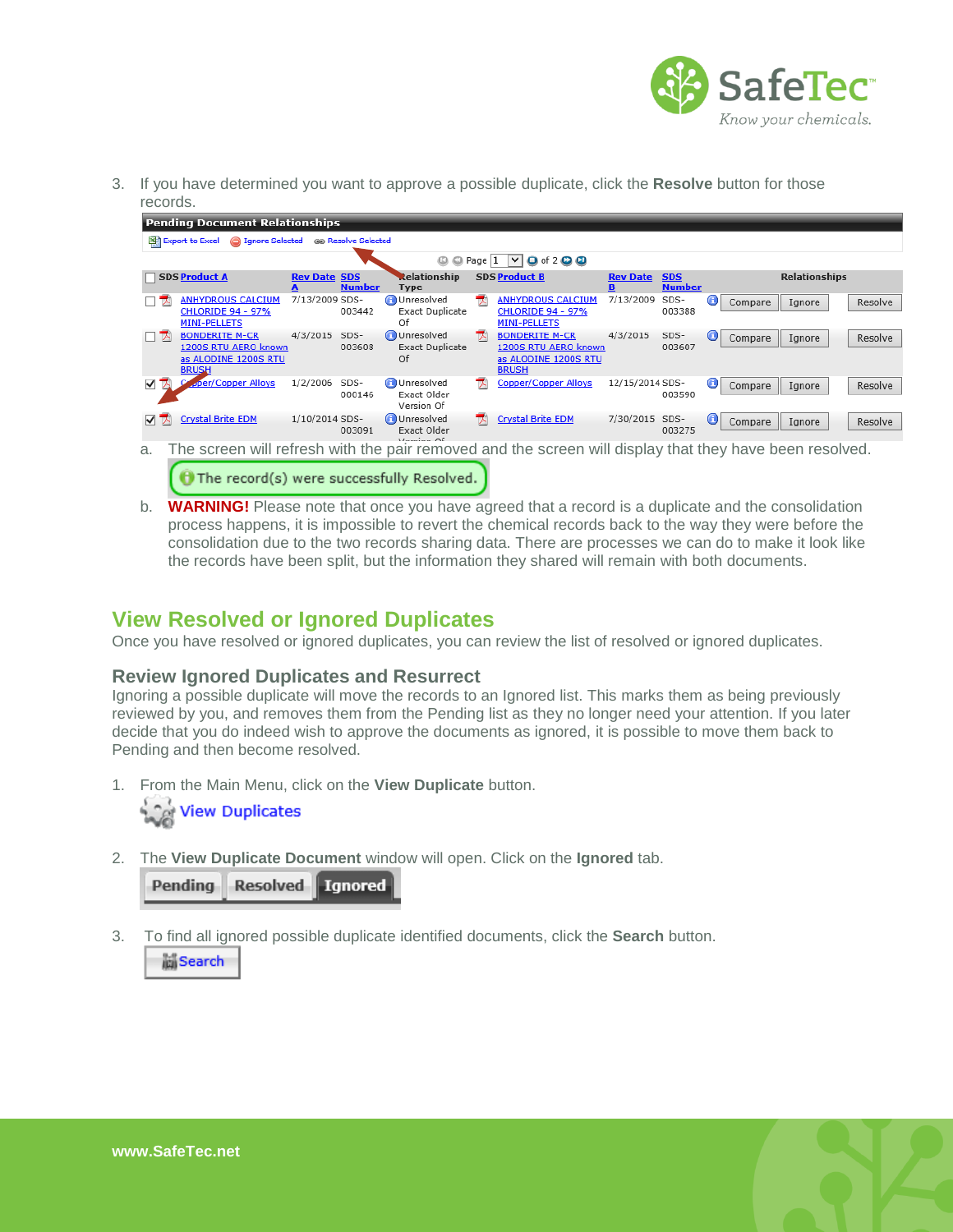3. If you have determined you want to approve a possible duplicate, click the **Resolve** button for those records.

**Pending Document Relationships**

Export to Excel | Ignore Selected | Resolve Selected

Page 1 of 2

| | SDS | Product A | Rev Date A | SDS Number | Relationship Type | SDS | Product B | Rev Date B | SDS Number | | Relationships | | |
|---|---|---|---|---|---|---|---|---|---|---|---|---|---|
| ☐ | | ANHYDROUS CALCIUM CHLORIDE 94 - 97% MINI-PELLETS | 7/13/2009 | SDS-003442 | Unresolved Exact Duplicate Of | | ANHYDROUS CALCIUM CHLORIDE 94 - 97% MINI-PELLETS | 7/13/2009 | SDS-003388 | | Compare | Ignore | Resolve |
| ☐ | | BONDERITE M-CR 1200S RTU AERO known as ALODINE 1200S RTU BRUSH | 4/3/2015 | SDS-003608 | Unresolved Exact Duplicate Of | | BONDERITE M-CR 1200S RTU AERO known as ALODINE 1200S RTU BRUSH | 4/3/2015 | SDS-003607 | | Compare | Ignore | Resolve |
| ☑ | | Copper/Copper Alloys | 1/2/2006 | SDS-000146 | Unresolved Exact Older Version Of | | Copper/Copper Alloys | 12/15/2014 | SDS-003590 | | Compare | Ignore | Resolve |
| ☑ | | Crystal Brite EDM | 1/10/2014 | SDS-003091 | Unresolved Exact Older Version Of | | Crystal Brite EDM | 7/30/2015 | SDS-003275 | | Compare | Ignore | Resolve |

a. The screen will refresh with the pair removed and the screen will display that they have been resolved.

The record(s) were successfully Resolved.

b. **WARNING!** Please note that once you have agreed that a record is a duplicate and the consolidation process happens, it is impossible to revert the chemical records back to the way they were before the consolidation due to the two records sharing data. There are processes we can do to make it look like the records have been split, but the information they shared will remain with both documents.

## View Resolved or Ignored Duplicates

Once you have resolved or ignored duplicates, you can review the list of resolved or ignored duplicates.

### Review Ignored Duplicates and Resurrect

Ignoring a possible duplicate will move the records to an Ignored list. This marks them as being previously reviewed by you, and removes them from the Pending list as they no longer need your attention. If you later decide that you do indeed wish to approve the documents as ignored, it is possible to move them back to Pending and then become resolved.

1. From the Main Menu, click on the **View Duplicate** button.

   View Duplicates

2. The **View Duplicate Document** window will open. Click on the **Ignored** tab.

   Pending | Resolved | Ignored

3. To find all ignored possible duplicate identified documents, click the **Search** button.

   Search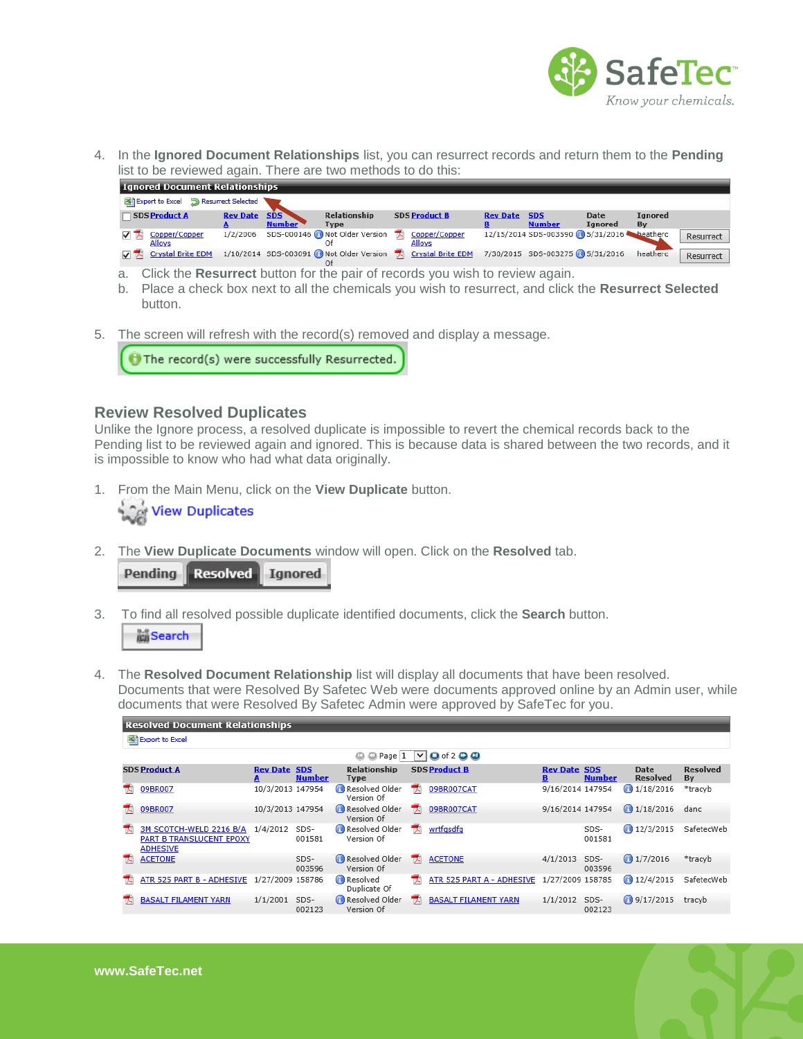4. In the **Ignored Document Relationships** list, you can resurrect records and return them to the **Pending** list to be reviewed again. There are two methods to do this:

**Ignored Document Relationships**

Export to Excel | Resurrect Selected

| | SDS Product A | Rev Date A | SDS Number | Relationship Type | SDS Product B | Rev Date B | SDS Number | Date Ignored | Ignored By | |
|---|---|---|---|---|---|---|---|---|---|---|
| ☑ | Copper/Copper Alloys | 1/2/2006 | SDS-000146 | Not Older Version Of | Copper/Copper Alloys | 12/15/2014 | SDS-003590 | 5/31/2016 | heatherc | Resurrect |
| ☑ | Crystal Brite EDM | 1/10/2014 | SDS-003091 | Not Older Version Of | Crystal Brite EDM | 7/30/2015 | SDS-003275 | 5/31/2016 | heatherc | Resurrect |

   a. Click the **Resurrect** button for the pair of records you wish to review again.
   b. Place a check box next to all the chemicals you wish to resurrect, and click the **Resurrect Selected** button.

5. The screen will refresh with the record(s) removed and display a message.

   The record(s) were successfully Resurrected.

## Review Resolved Duplicates

Unlike the Ignore process, a resolved duplicate is impossible to revert the chemical records back to the Pending list to be reviewed again and ignored. This is because data is shared between the two records, and it is impossible to know who had what data originally.

1. From the Main Menu, click on the **View Duplicate** button.

   View Duplicates

2. The **View Duplicate Documents** window will open. Click on the **Resolved** tab.

   Pending | Resolved | Ignored

3. To find all resolved possible duplicate identified documents, click the **Search** button.

   Search

4. The **Resolved Document Relationship** list will display all documents that have been resolved. Documents that were Resolved By Safetec Web were documents approved online by an Admin user, while documents that were Resolved By Safetec Admin were approved by SafeTec for you.

**Resolved Document Relationships**

Export to Excel

Page 1 of 2

| SDS Product A | Rev Date A | SDS Number | Relationship Type | SDS Product B | Rev Date B | SDS Number | Date Resolved | Resolved By |
|---|---|---|---|---|---|---|---|---|
| 09BR007 | 10/3/2013 | 147954 | Resolved Older Version Of | 09BR007CAT | 9/16/2014 | 147954 | 1/18/2016 | *tracyb |
| 09BR007 | 10/3/2013 | 147954 | Resolved Older Version Of | 09BR007CAT | 9/16/2014 | 147954 | 1/18/2016 | danc |
| 3M SCOTCH-WELD 2216 B/A PART B TRANSLUCENT EPOXY ADHESIVE | 1/4/2012 | SDS-001581 | Resolved Older Version Of | wrtfgsdfg | | SDS-001581 | 12/3/2015 | SafetecWeb |
| ACETONE | | SDS-003596 | Resolved Older Version Of | ACETONE | 4/1/2013 | SDS-003596 | 1/7/2016 | *tracyb |
| ATR 525 PART B - ADHESIVE | 1/27/2009 | 158786 | Resolved Duplicate Of | ATR 525 PART A - ADHESIVE | 1/27/2009 | 158785 | 12/4/2015 | SafetecWeb |
| BASALT FILAMENT YARN | 1/1/2001 | SDS-002123 | Resolved Older Version Of | BASALT FILAMENT YARN | 1/1/2012 | SDS-002123 | 9/17/2015 | tracyb |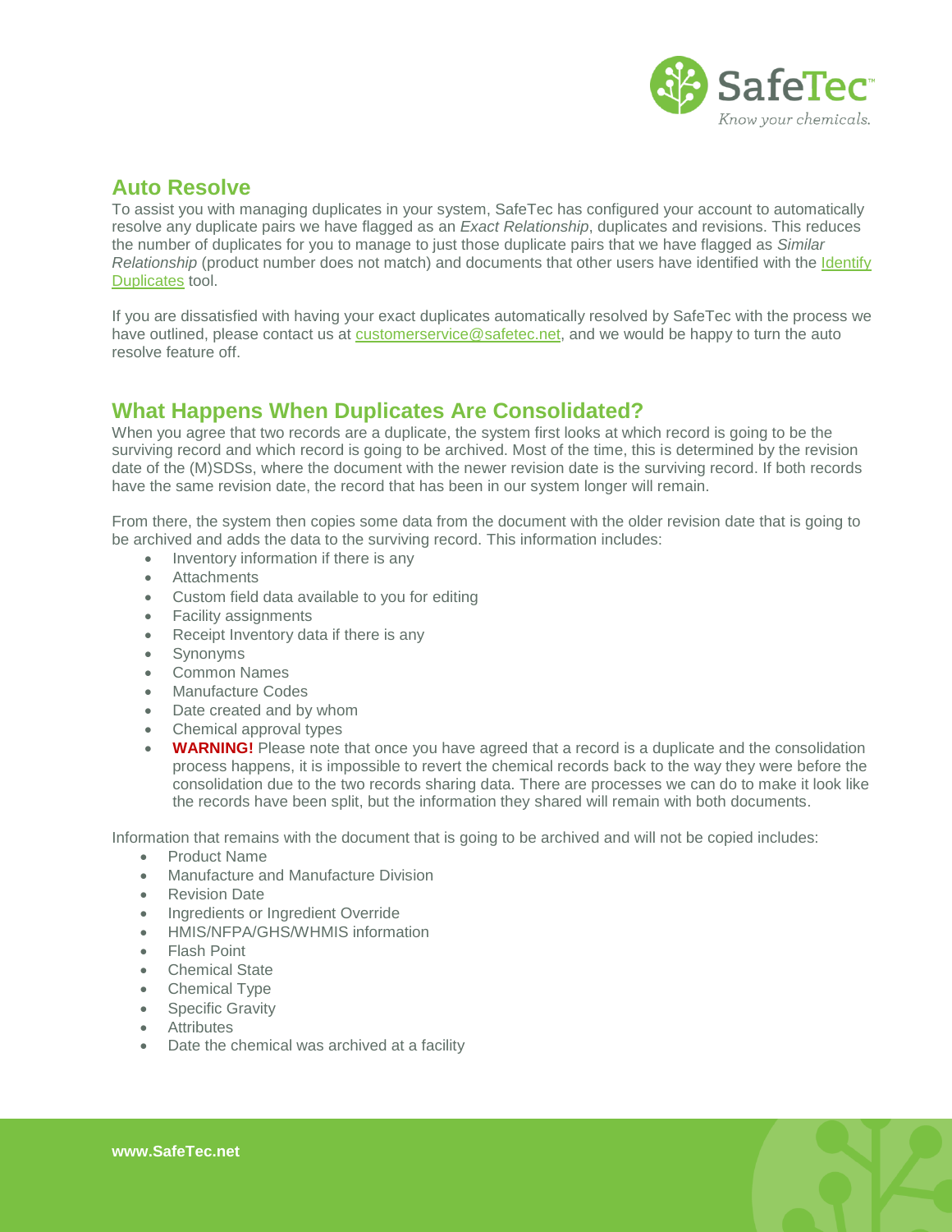## Auto Resolve

To assist you with managing duplicates in your system, SafeTec has configured your account to automatically resolve any duplicate pairs we have flagged as an *Exact Relationship*, duplicates and revisions. This reduces the number of duplicates for you to manage to just those duplicate pairs that we have flagged as *Similar Relationship* (product number does not match) and documents that other users have identified with the Identify Duplicates tool.

If you are dissatisfied with having your exact duplicates automatically resolved by SafeTec with the process we have outlined, please contact us at customerservice@safetec.net, and we would be happy to turn the auto resolve feature off.

## What Happens When Duplicates Are Consolidated?

When you agree that two records are a duplicate, the system first looks at which record is going to be the surviving record and which record is going to be archived. Most of the time, this is determined by the revision date of the (M)SDSs, where the document with the newer revision date is the surviving record. If both records have the same revision date, the record that has been in our system longer will remain.

From there, the system then copies some data from the document with the older revision date that is going to be archived and adds the data to the surviving record. This information includes:

- Inventory information if there is any
- Attachments
- Custom field data available to you for editing
- Facility assignments
- Receipt Inventory data if there is any
- Synonyms
- Common Names
- Manufacture Codes
- Date created and by whom
- Chemical approval types
- **WARNING!** Please note that once you have agreed that a record is a duplicate and the consolidation process happens, it is impossible to revert the chemical records back to the way they were before the consolidation due to the two records sharing data. There are processes we can do to make it look like the records have been split, but the information they shared will remain with both documents.

Information that remains with the document that is going to be archived and will not be copied includes:

- Product Name
- Manufacture and Manufacture Division
- Revision Date
- Ingredients or Ingredient Override
- HMIS/NFPA/GHS/WHMIS information
- Flash Point
- Chemical State
- Chemical Type
- Specific Gravity
- Attributes
- Date the chemical was archived at a facility